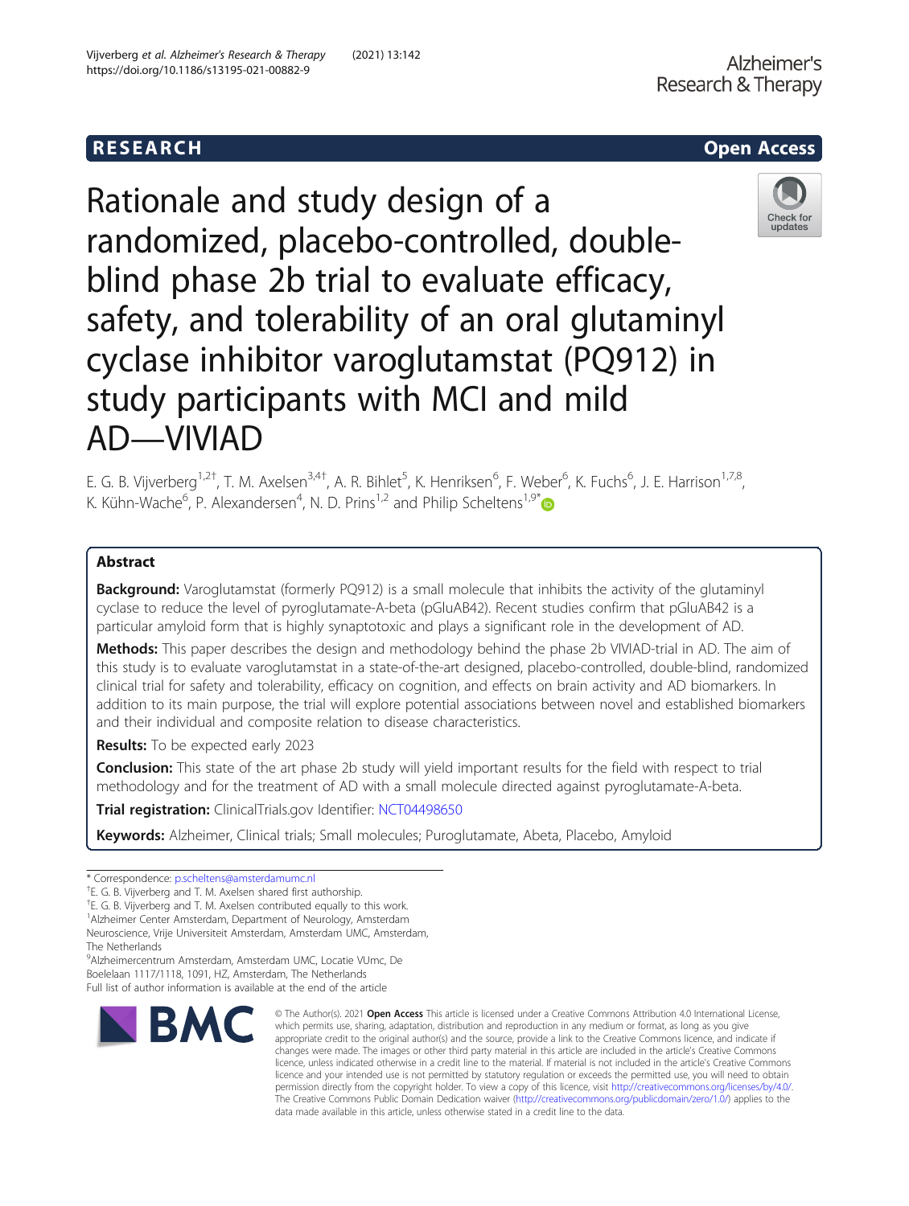RESEARCH

Open Access

# Rationale and study design of a randomized, placebo-controlled, double-blind phase 2b trial to evaluate efficacy, safety, and tolerability of an oral glutaminyl cyclase inhibitor varoglutamstat (PQ912) in study participants with MCI and mild AD—VIVIAD

E. G. B. Vijverberg[1,2†], T. M. Axelsen[3,4†], A. R. Bihlet[5], K. Henriksen[6], F. Weber[6], K. Fuchs[6], J. E. Harrison[1,7,8], K. Kühn-Wache[6], P. Alexandersen[4], N. D. Prins[1,2] and Philip Scheltens[1,9*]

## Abstract

**Background:** Varoglutamstat (formerly PQ912) is a small molecule that inhibits the activity of the glutaminyl cyclase to reduce the level of pyroglutamate-A-beta (pGluAB42). Recent studies confirm that pGluAB42 is a particular amyloid form that is highly synaptotoxic and plays a significant role in the development of AD.

**Methods:** This paper describes the design and methodology behind the phase 2b VIVIAD-trial in AD. The aim of this study is to evaluate varoglutamstat in a state-of-the-art designed, placebo-controlled, double-blind, randomized clinical trial for safety and tolerability, efficacy on cognition, and effects on brain activity and AD biomarkers. In addition to its main purpose, the trial will explore potential associations between novel and established biomarkers and their individual and composite relation to disease characteristics.

**Results:** To be expected early 2023

**Conclusion:** This state of the art phase 2b study will yield important results for the field with respect to trial methodology and for the treatment of AD with a small molecule directed against pyroglutamate-A-beta.

**Trial registration:** ClinicalTrials.gov Identifier: NCT04498650

**Keywords:** Alzheimer, Clinical trials; Small molecules; Puroglutamate, Abeta, Placebo, Amyloid

\* Correspondence: p.scheltens@amsterdamumc.nl

†E. G. B. Vijverberg and T. M. Axelsen shared first authorship.

†E. G. B. Vijverberg and T. M. Axelsen contributed equally to this work.

[1]Alzheimer Center Amsterdam, Department of Neurology, Amsterdam Neuroscience, Vrije Universiteit Amsterdam, Amsterdam UMC, Amsterdam, The Netherlands

[9]Alzheimercentrum Amsterdam, Amsterdam UMC, Locatie VUmc, De Boelelaan 1117/1118, 1091, HZ, Amsterdam, The Netherlands

Full list of author information is available at the end of the article

© The Author(s). 2021 **Open Access** This article is licensed under a Creative Commons Attribution 4.0 International License, which permits use, sharing, adaptation, distribution and reproduction in any medium or format, as long as you give appropriate credit to the original author(s) and the source, provide a link to the Creative Commons licence, and indicate if changes were made. The images or other third party material in this article are included in the article's Creative Commons licence, unless indicated otherwise in a credit line to the material. If material is not included in the article's Creative Commons licence and your intended use is not permitted by statutory regulation or exceeds the permitted use, you will need to obtain permission directly from the copyright holder. To view a copy of this licence, visit http://creativecommons.org/licenses/by/4.0/. The Creative Commons Public Domain Dedication waiver (http://creativecommons.org/publicdomain/zero/1.0/) applies to the data made available in this article, unless otherwise stated in a credit line to the data.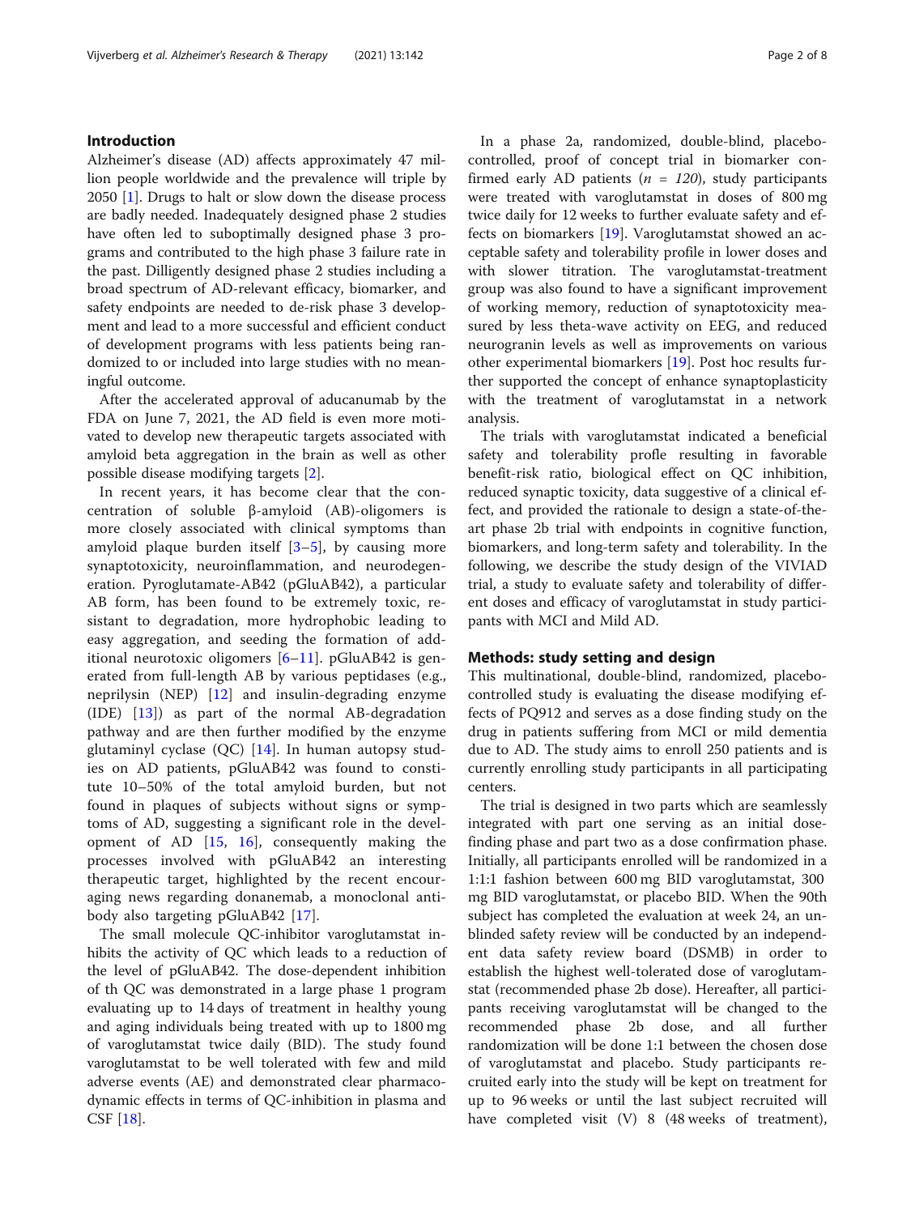## Introduction

Alzheimer's disease (AD) affects approximately 47 million people worldwide and the prevalence will triple by 2050 [1]. Drugs to halt or slow down the disease process are badly needed. Inadequately designed phase 2 studies have often led to suboptimally designed phase 3 programs and contributed to the high phase 3 failure rate in the past. Dilligently designed phase 2 studies including a broad spectrum of AD-relevant efficacy, biomarker, and safety endpoints are needed to de-risk phase 3 development and lead to a more successful and efficient conduct of development programs with less patients being randomized to or included into large studies with no meaningful outcome.

After the accelerated approval of aducanumab by the FDA on June 7, 2021, the AD field is even more motivated to develop new therapeutic targets associated with amyloid beta aggregation in the brain as well as other possible disease modifying targets [2].

In recent years, it has become clear that the concentration of soluble β-amyloid (AB)-oligomers is more closely associated with clinical symptoms than amyloid plaque burden itself [3–5], by causing more synaptotoxicity, neuroinflammation, and neurodegeneration. Pyroglutamate-AB42 (pGluAB42), a particular AB form, has been found to be extremely toxic, resistant to degradation, more hydrophobic leading to easy aggregation, and seeding the formation of additional neurotoxic oligomers [6–11]. pGluAB42 is generated from full-length AB by various peptidases (e.g., neprilysin (NEP) [12] and insulin-degrading enzyme (IDE) [13]) as part of the normal AB-degradation pathway and are then further modified by the enzyme glutaminyl cyclase (QC) [14]. In human autopsy studies on AD patients, pGluAB42 was found to constitute 10–50% of the total amyloid burden, but not found in plaques of subjects without signs or symptoms of AD, suggesting a significant role in the development of AD [15, 16], consequently making the processes involved with pGluAB42 an interesting therapeutic target, highlighted by the recent encouraging news regarding donanemab, a monoclonal antibody also targeting pGluAB42 [17].

The small molecule QC-inhibitor varoglutamstat inhibits the activity of QC which leads to a reduction of the level of pGluAB42. The dose-dependent inhibition of th QC was demonstrated in a large phase 1 program evaluating up to 14 days of treatment in healthy young and aging individuals being treated with up to 1800 mg of varoglutamstat twice daily (BID). The study found varoglutamstat to be well tolerated with few and mild adverse events (AE) and demonstrated clear pharmacodynamic effects in terms of QC-inhibition in plasma and CSF [18].

In a phase 2a, randomized, double-blind, placebo-controlled, proof of concept trial in biomarker confirmed early AD patients (*n = 120*), study participants were treated with varoglutamstat in doses of 800 mg twice daily for 12 weeks to further evaluate safety and effects on biomarkers [19]. Varoglutamstat showed an acceptable safety and tolerability profile in lower doses and with slower titration. The varoglutamstat-treatment group was also found to have a significant improvement of working memory, reduction of synaptotoxicity measured by less theta-wave activity on EEG, and reduced neurogranin levels as well as improvements on various other experimental biomarkers [19]. Post hoc results further supported the concept of enhance synaptoplasticity with the treatment of varoglutamstat in a network analysis.

The trials with varoglutamstat indicated a beneficial safety and tolerability profle resulting in favorable benefit-risk ratio, biological effect on QC inhibition, reduced synaptic toxicity, data suggestive of a clinical effect, and provided the rationale to design a state-of-the-art phase 2b trial with endpoints in cognitive function, biomarkers, and long-term safety and tolerability. In the following, we describe the study design of the VIVIAD trial, a study to evaluate safety and tolerability of different doses and efficacy of varoglutamstat in study participants with MCI and Mild AD.

## Methods: study setting and design

This multinational, double-blind, randomized, placebo-controlled study is evaluating the disease modifying effects of PQ912 and serves as a dose finding study on the drug in patients suffering from MCI or mild dementia due to AD. The study aims to enroll 250 patients and is currently enrolling study participants in all participating centers.

The trial is designed in two parts which are seamlessly integrated with part one serving as an initial dose-finding phase and part two as a dose confirmation phase. Initially, all participants enrolled will be randomized in a 1:1:1 fashion between 600 mg BID varoglutamstat, 300 mg BID varoglutamstat, or placebo BID. When the 90th subject has completed the evaluation at week 24, an unblinded safety review will be conducted by an independent data safety review board (DSMB) in order to establish the highest well-tolerated dose of varoglutamstat (recommended phase 2b dose). Hereafter, all participants receiving varoglutamstat will be changed to the recommended phase 2b dose, and all further randomization will be done 1:1 between the chosen dose of varoglutamstat and placebo. Study participants recruited early into the study will be kept on treatment for up to 96 weeks or until the last subject recruited will have completed visit (V) 8 (48 weeks of treatment),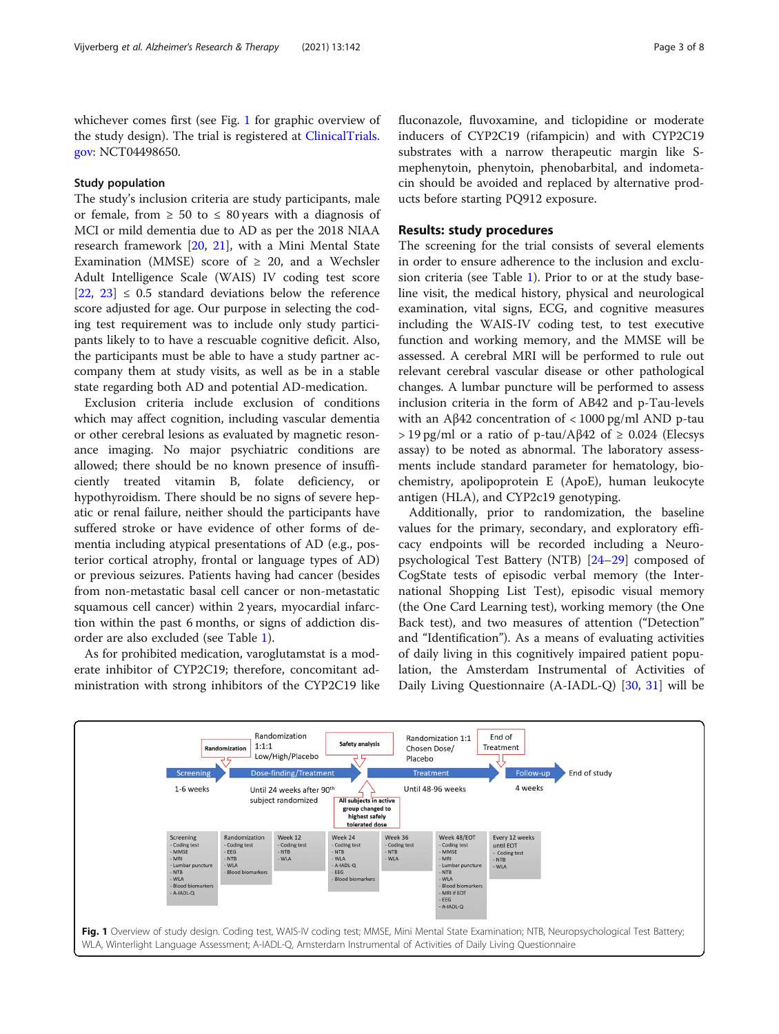whichever comes first (see Fig. 1 for graphic overview of the study design). The trial is registered at ClinicalTrials.gov: NCT04498650.

### Study population

The study's inclusion criteria are study participants, male or female, from ≥ 50 to ≤ 80 years with a diagnosis of MCI or mild dementia due to AD as per the 2018 NIAA research framework [20, 21], with a Mini Mental State Examination (MMSE) score of ≥ 20, and a Wechsler Adult Intelligence Scale (WAIS) IV coding test score [22, 23] ≤ 0.5 standard deviations below the reference score adjusted for age. Our purpose in selecting the coding test requirement was to include only study participants likely to to have a rescuable cognitive deficit. Also, the participants must be able to have a study partner accompany them at study visits, as well as be in a stable state regarding both AD and potential AD-medication.

Exclusion criteria include exclusion of conditions which may affect cognition, including vascular dementia or other cerebral lesions as evaluated by magnetic resonance imaging. No major psychiatric conditions are allowed; there should be no known presence of insufficiently treated vitamin B, folate deficiency, or hypothyroidism. There should be no signs of severe hepatic or renal failure, neither should the participants have suffered stroke or have evidence of other forms of dementia including atypical presentations of AD (e.g., posterior cortical atrophy, frontal or language types of AD) or previous seizures. Patients having had cancer (besides from non-metastatic basal cell cancer or non-metastatic squamous cell cancer) within 2 years, myocardial infarction within the past 6 months, or signs of addiction disorder are also excluded (see Table 1).

As for prohibited medication, varoglutamstat is a moderate inhibitor of CYP2C19; therefore, concomitant administration with strong inhibitors of the CYP2C19 like fluconazole, fluvoxamine, and ticlopidine or moderate inducers of CYP2C19 (rifampicin) and with CYP2C19 substrates with a narrow therapeutic margin like S-mephenytoin, phenytoin, phenobarbital, and indometacin should be avoided and replaced by alternative products before starting PQ912 exposure.

## Results: study procedures

The screening for the trial consists of several elements in order to ensure adherence to the inclusion and exclusion criteria (see Table 1). Prior to or at the study baseline visit, the medical history, physical and neurological examination, vital signs, ECG, and cognitive measures including the WAIS-IV coding test, to test executive function and working memory, and the MMSE will be assessed. A cerebral MRI will be performed to rule out relevant cerebral vascular disease or other pathological changes. A lumbar puncture will be performed to assess inclusion criteria in the form of AB42 and p-Tau-levels with an Aβ42 concentration of < 1000 pg/ml AND p-tau > 19 pg/ml or a ratio of p-tau/Aβ42 of ≥ 0.024 (Elecsys assay) to be noted as abnormal. The laboratory assessments include standard parameter for hematology, biochemistry, apolipoprotein E (ApoE), human leukocyte antigen (HLA), and CYP2c19 genotyping.

Additionally, prior to randomization, the baseline values for the primary, secondary, and exploratory efficacy endpoints will be recorded including a Neuropsychological Test Battery (NTB) [24–29] composed of CogState tests of episodic verbal memory (the International Shopping List Test), episodic visual memory (the One Card Learning test), working memory (the One Back test), and two measures of attention ("Detection" and "Identification"). As a means of evaluating activities of daily living in this cognitively impaired patient population, the Amsterdam Instrumental of Activities of Daily Living Questionnaire (A-IADL-Q) [30, 31] will be

**Fig. 1** Overview of study design. Coding test, WAIS-IV coding test; MMSE, Mini Mental State Examination; NTB, Neuropsychological Test Battery; WLA, Winterlight Language Assessment; A-IADL-Q, Amsterdam Instrumental of Activities of Daily Living Questionnaire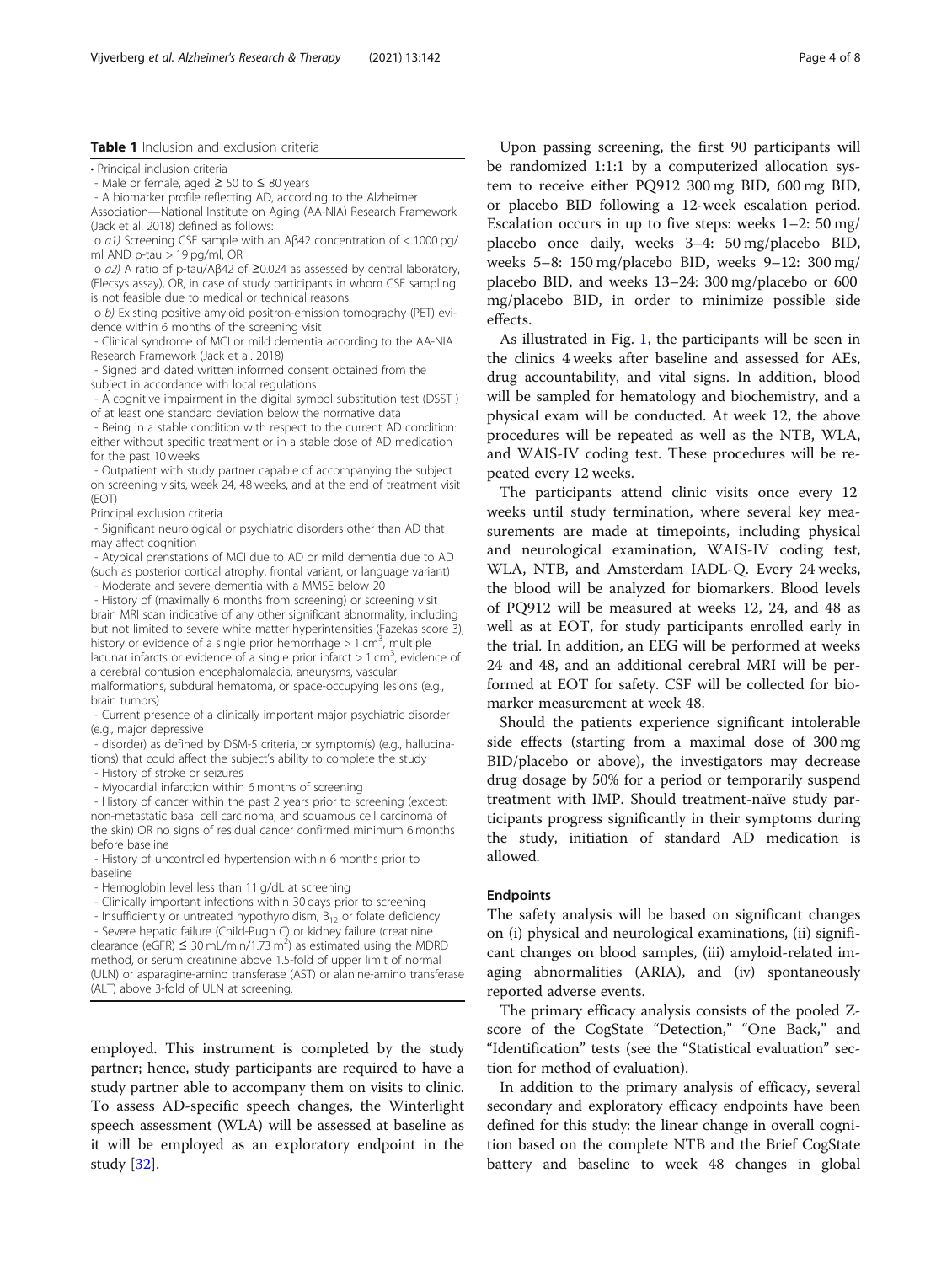**Table 1** Inclusion and exclusion criteria

• Principal inclusion criteria

- Male or female, aged ≥ 50 to ≤ 80 years
- A biomarker profile reflecting AD, according to the Alzheimer Association—National Institute on Aging (AA-NIA) Research Framework (Jack et al. 2018) defined as follows:
  - o *a1)* Screening CSF sample with an Aβ42 concentration of < 1000 pg/ml AND p-tau > 19 pg/ml, OR
  - o *a2)* A ratio of p-tau/Aβ42 of ≥0.024 as assessed by central laboratory, (Elecsys assay), OR, in case of study participants in whom CSF sampling is not feasible due to medical or technical reasons.
  - o *b)* Existing positive amyloid positron-emission tomography (PET) evidence within 6 months of the screening visit
- Clinical syndrome of MCI or mild dementia according to the AA-NIA Research Framework (Jack et al. 2018)
- Signed and dated written informed consent obtained from the subject in accordance with local regulations
- A cognitive impairment in the digital symbol substitution test (DSST ) of at least one standard deviation below the normative data
- Being in a stable condition with respect to the current AD condition: either without specific treatment or in a stable dose of AD medication for the past 10 weeks
- Outpatient with study partner capable of accompanying the subject on screening visits, week 24, 48 weeks, and at the end of treatment visit (EOT)

Principal exclusion criteria

- Significant neurological or psychiatric disorders other than AD that may affect cognition
- Atypical prenstations of MCI due to AD or mild dementia due to AD (such as posterior cortical atrophy, frontal variant, or language variant)
- Moderate and severe dementia with a MMSE below 20
- History of (maximally 6 months from screening) or screening visit brain MRI scan indicative of any other significant abnormality, including but not limited to severe white matter hyperintensities (Fazekas score 3), history or evidence of a single prior hemorrhage > 1 cm$^3$, multiple lacunar infarcts or evidence of a single prior infarct > 1 cm$^3$, evidence of a cerebral contusion encephalomalacia, aneurysms, vascular malformations, subdural hematoma, or space-occupying lesions (e.g., brain tumors)
- Current presence of a clinically important major psychiatric disorder (e.g., major depressive
- disorder) as defined by DSM-5 criteria, or symptom(s) (e.g., hallucinations) that could affect the subject's ability to complete the study
- History of stroke or seizures
- Myocardial infarction within 6 months of screening
- History of cancer within the past 2 years prior to screening (except: non-metastatic basal cell carcinoma, and squamous cell carcinoma of the skin) OR no signs of residual cancer confirmed minimum 6 months before baseline
- History of uncontrolled hypertension within 6 months prior to baseline
- Hemoglobin level less than 11 g/dL at screening
- Clinically important infections within 30 days prior to screening
- Insufficiently or untreated hypothyroidism, $B_{12}$ or folate deficiency
- Severe hepatic failure (Child-Pugh C) or kidney failure (creatinine clearance (eGFR) ≤ 30 mL/min/1.73 m$^2$) as estimated using the MDRD method, or serum creatinine above 1.5-fold of upper limit of normal (ULN) or asparagine-amino transferase (AST) or alanine-amino transferase (ALT) above 3-fold of ULN at screening.

employed. This instrument is completed by the study partner; hence, study participants are required to have a study partner able to accompany them on visits to clinic. To assess AD-specific speech changes, the Winterlight speech assessment (WLA) will be assessed at baseline as it will be employed as an exploratory endpoint in the study [32].

Upon passing screening, the first 90 participants will be randomized 1:1:1 by a computerized allocation system to receive either PQ912 300 mg BID, 600 mg BID, or placebo BID following a 12-week escalation period. Escalation occurs in up to five steps: weeks 1–2: 50 mg/placebo once daily, weeks 3–4: 50 mg/placebo BID, weeks 5–8: 150 mg/placebo BID, weeks 9–12: 300 mg/placebo BID, and weeks 13–24: 300 mg/placebo or 600 mg/placebo BID, in order to minimize possible side effects.

As illustrated in Fig. 1, the participants will be seen in the clinics 4 weeks after baseline and assessed for AEs, drug accountability, and vital signs. In addition, blood will be sampled for hematology and biochemistry, and a physical exam will be conducted. At week 12, the above procedures will be repeated as well as the NTB, WLA, and WAIS-IV coding test. These procedures will be repeated every 12 weeks.

The participants attend clinic visits once every 12 weeks until study termination, where several key measurements are made at timepoints, including physical and neurological examination, WAIS-IV coding test, WLA, NTB, and Amsterdam IADL-Q. Every 24 weeks, the blood will be analyzed for biomarkers. Blood levels of PQ912 will be measured at weeks 12, 24, and 48 as well as at EOT, for study participants enrolled early in the trial. In addition, an EEG will be performed at weeks 24 and 48, and an additional cerebral MRI will be performed at EOT for safety. CSF will be collected for biomarker measurement at week 48.

Should the patients experience significant intolerable side effects (starting from a maximal dose of 300 mg BID/placebo or above), the investigators may decrease drug dosage by 50% for a period or temporarily suspend treatment with IMP. Should treatment-naïve study participants progress significantly in their symptoms during the study, initiation of standard AD medication is allowed.

#### Endpoints

The safety analysis will be based on significant changes on (i) physical and neurological examinations, (ii) significant changes on blood samples, (iii) amyloid-related imaging abnormalities (ARIA), and (iv) spontaneously reported adverse events.

The primary efficacy analysis consists of the pooled Z-score of the CogState "Detection," "One Back," and "Identification" tests (see the "Statistical evaluation" section for method of evaluation).

In addition to the primary analysis of efficacy, several secondary and exploratory efficacy endpoints have been defined for this study: the linear change in overall cognition based on the complete NTB and the Brief CogState battery and baseline to week 48 changes in global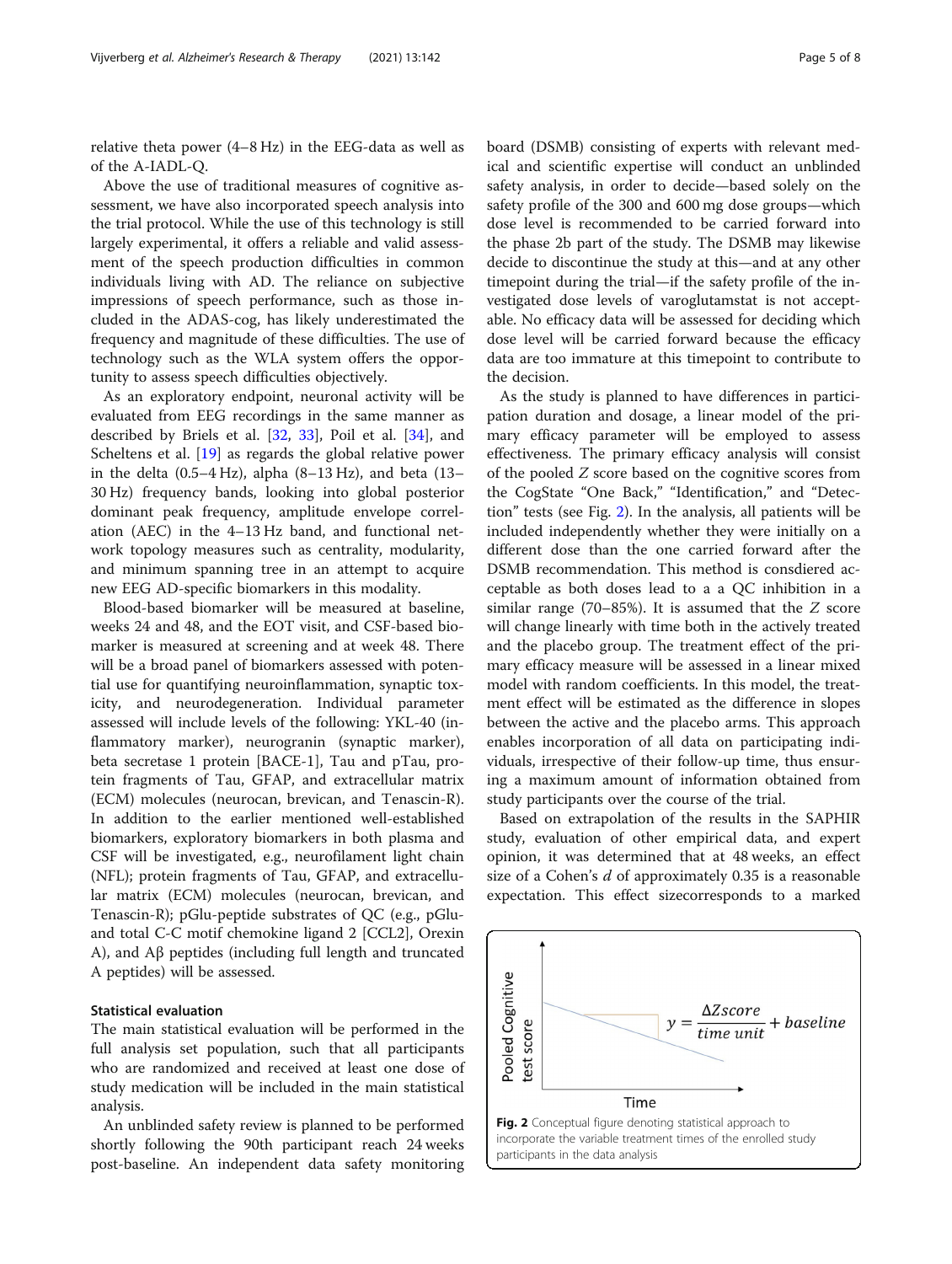relative theta power (4–8 Hz) in the EEG-data as well as of the A-IADL-Q.

Above the use of traditional measures of cognitive assessment, we have also incorporated speech analysis into the trial protocol. While the use of this technology is still largely experimental, it offers a reliable and valid assessment of the speech production difficulties in common individuals living with AD. The reliance on subjective impressions of speech performance, such as those included in the ADAS-cog, has likely underestimated the frequency and magnitude of these difficulties. The use of technology such as the WLA system offers the opportunity to assess speech difficulties objectively.

As an exploratory endpoint, neuronal activity will be evaluated from EEG recordings in the same manner as described by Briels et al. [32, 33], Poil et al. [34], and Scheltens et al. [19] as regards the global relative power in the delta (0.5–4 Hz), alpha (8–13 Hz), and beta (13–30 Hz) frequency bands, looking into global posterior dominant peak frequency, amplitude envelope correlation (AEC) in the 4–13 Hz band, and functional network topology measures such as centrality, modularity, and minimum spanning tree in an attempt to acquire new EEG AD-specific biomarkers in this modality.

Blood-based biomarker will be measured at baseline, weeks 24 and 48, and the EOT visit, and CSF-based biomarker is measured at screening and at week 48. There will be a broad panel of biomarkers assessed with potential use for quantifying neuroinflammation, synaptic toxicity, and neurodegeneration. Individual parameter assessed will include levels of the following: YKL-40 (inflammatory marker), neurogranin (synaptic marker), beta secretase 1 protein [BACE-1], Tau and pTau, protein fragments of Tau, GFAP, and extracellular matrix (ECM) molecules (neurocan, brevican, and Tenascin-R). In addition to the earlier mentioned well-established biomarkers, exploratory biomarkers in both plasma and CSF will be investigated, e.g., neurofilament light chain (NFL); protein fragments of Tau, GFAP, and extracellular matrix (ECM) molecules (neurocan, brevican, and Tenascin-R); pGlu-peptide substrates of QC (e.g., pGlu- and total C-C motif chemokine ligand 2 [CCL2], Orexin A), and Aβ peptides (including full length and truncated A peptides) will be assessed.

### Statistical evaluation

The main statistical evaluation will be performed in the full analysis set population, such that all participants who are randomized and received at least one dose of study medication will be included in the main statistical analysis.

An unblinded safety review is planned to be performed shortly following the 90th participant reach 24 weeks post-baseline. An independent data safety monitoring board (DSMB) consisting of experts with relevant medical and scientific expertise will conduct an unblinded safety analysis, in order to decide—based solely on the safety profile of the 300 and 600 mg dose groups—which dose level is recommended to be carried forward into the phase 2b part of the study. The DSMB may likewise decide to discontinue the study at this—and at any other timepoint during the trial—if the safety profile of the investigated dose levels of varoglutamstat is not acceptable. No efficacy data will be assessed for deciding which dose level will be carried forward because the efficacy data are too immature at this timepoint to contribute to the decision.

As the study is planned to have differences in participation duration and dosage, a linear model of the primary efficacy parameter will be employed to assess effectiveness. The primary efficacy analysis will consist of the pooled $Z$ score based on the cognitive scores from the CogState "One Back," "Identification," and "Detection" tests (see Fig. 2). In the analysis, all patients will be included independently whether they were initially on a different dose than the one carried forward after the DSMB recommendation. This method is consdiered acceptable as both doses lead to a a QC inhibition in a similar range (70–85%). It is assumed that the $Z$ score will change linearly with time both in the actively treated and the placebo group. The treatment effect of the primary efficacy measure will be assessed in a linear mixed model with random coefficients. In this model, the treatment effect will be estimated as the difference in slopes between the active and the placebo arms. This approach enables incorporation of all data on participating individuals, irrespective of their follow-up time, thus ensuring a maximum amount of information obtained from study participants over the course of the trial.

Based on extrapolation of the results in the SAPHIR study, evaluation of other empirical data, and expert opinion, it was determined that at 48 weeks, an effect size of a Cohen's $d$ of approximately 0.35 is a reasonable expectation. This effect sizecorresponds to a marked

$$y = \frac{\Delta Zscore}{time\ unit} + baseline$$

**Fig. 2** Conceptual figure denoting statistical approach to incorporate the variable treatment times of the enrolled study participants in the data analysis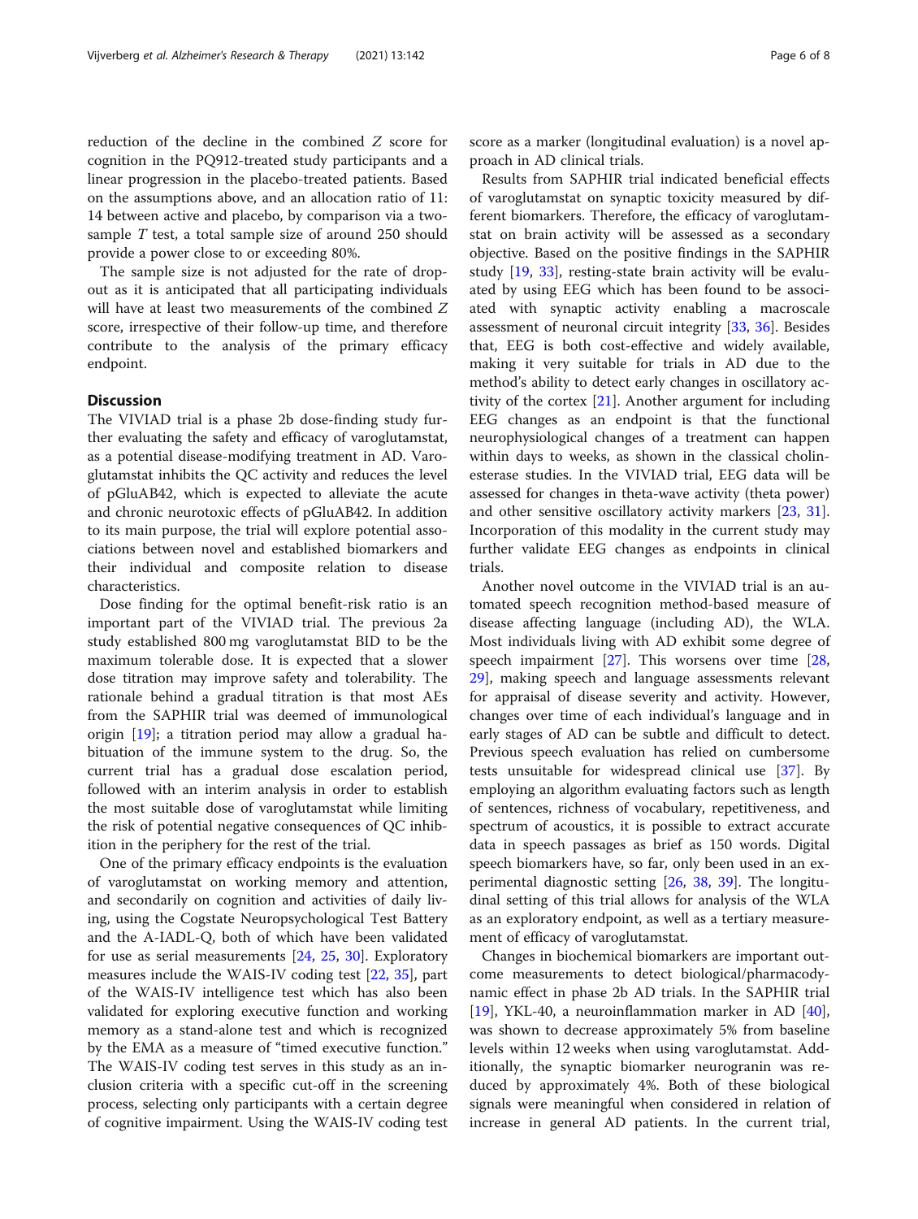reduction of the decline in the combined $Z$ score for cognition in the PQ912-treated study participants and a linear progression in the placebo-treated patients. Based on the assumptions above, and an allocation ratio of 11: 14 between active and placebo, by comparison via a two-sample $T$ test, a total sample size of around 250 should provide a power close to or exceeding 80%.

The sample size is not adjusted for the rate of drop-out as it is anticipated that all participating individuals will have at least two measurements of the combined $Z$ score, irrespective of their follow-up time, and therefore contribute to the analysis of the primary efficacy endpoint.

## Discussion

The VIVIAD trial is a phase 2b dose-finding study further evaluating the safety and efficacy of varoglutamstat, as a potential disease-modifying treatment in AD. Varoglutamstat inhibits the QC activity and reduces the level of pGluAB42, which is expected to alleviate the acute and chronic neurotoxic effects of pGluAB42. In addition to its main purpose, the trial will explore potential associations between novel and established biomarkers and their individual and composite relation to disease characteristics.

Dose finding for the optimal benefit-risk ratio is an important part of the VIVIAD trial. The previous 2a study established 800 mg varoglutamstat BID to be the maximum tolerable dose. It is expected that a slower dose titration may improve safety and tolerability. The rationale behind a gradual titration is that most AEs from the SAPHIR trial was deemed of immunological origin [19]; a titration period may allow a gradual habituation of the immune system to the drug. So, the current trial has a gradual dose escalation period, followed with an interim analysis in order to establish the most suitable dose of varoglutamstat while limiting the risk of potential negative consequences of QC inhibition in the periphery for the rest of the trial.

One of the primary efficacy endpoints is the evaluation of varoglutamstat on working memory and attention, and secondarily on cognition and activities of daily living, using the Cogstate Neuropsychological Test Battery and the A-IADL-Q, both of which have been validated for use as serial measurements [24, 25, 30]. Exploratory measures include the WAIS-IV coding test [22, 35], part of the WAIS-IV intelligence test which has also been validated for exploring executive function and working memory as a stand-alone test and which is recognized by the EMA as a measure of "timed executive function." The WAIS-IV coding test serves in this study as an inclusion criteria with a specific cut-off in the screening process, selecting only participants with a certain degree of cognitive impairment. Using the WAIS-IV coding test score as a marker (longitudinal evaluation) is a novel approach in AD clinical trials.

Results from SAPHIR trial indicated beneficial effects of varoglutamstat on synaptic toxicity measured by different biomarkers. Therefore, the efficacy of varoglutamstat on brain activity will be assessed as a secondary objective. Based on the positive findings in the SAPHIR study [19, 33], resting-state brain activity will be evaluated by using EEG which has been found to be associated with synaptic activity enabling a macroscale assessment of neuronal circuit integrity [33, 36]. Besides that, EEG is both cost-effective and widely available, making it very suitable for trials in AD due to the method's ability to detect early changes in oscillatory activity of the cortex [21]. Another argument for including EEG changes as an endpoint is that the functional neurophysiological changes of a treatment can happen within days to weeks, as shown in the classical cholinesterase studies. In the VIVIAD trial, EEG data will be assessed for changes in theta-wave activity (theta power) and other sensitive oscillatory activity markers [23, 31]. Incorporation of this modality in the current study may further validate EEG changes as endpoints in clinical trials.

Another novel outcome in the VIVIAD trial is an automated speech recognition method-based measure of disease affecting language (including AD), the WLA. Most individuals living with AD exhibit some degree of speech impairment [27]. This worsens over time [28, 29], making speech and language assessments relevant for appraisal of disease severity and activity. However, changes over time of each individual's language and in early stages of AD can be subtle and difficult to detect. Previous speech evaluation has relied on cumbersome tests unsuitable for widespread clinical use [37]. By employing an algorithm evaluating factors such as length of sentences, richness of vocabulary, repetitiveness, and spectrum of acoustics, it is possible to extract accurate data in speech passages as brief as 150 words. Digital speech biomarkers have, so far, only been used in an experimental diagnostic setting [26, 38, 39]. The longitudinal setting of this trial allows for analysis of the WLA as an exploratory endpoint, as well as a tertiary measurement of efficacy of varoglutamstat.

Changes in biochemical biomarkers are important outcome measurements to detect biological/pharmacodynamic effect in phase 2b AD trials. In the SAPHIR trial [19], YKL-40, a neuroinflammation marker in AD [40], was shown to decrease approximately 5% from baseline levels within 12 weeks when using varoglutamstat. Additionally, the synaptic biomarker neurogranin was reduced by approximately 4%. Both of these biological signals were meaningful when considered in relation of increase in general AD patients. In the current trial,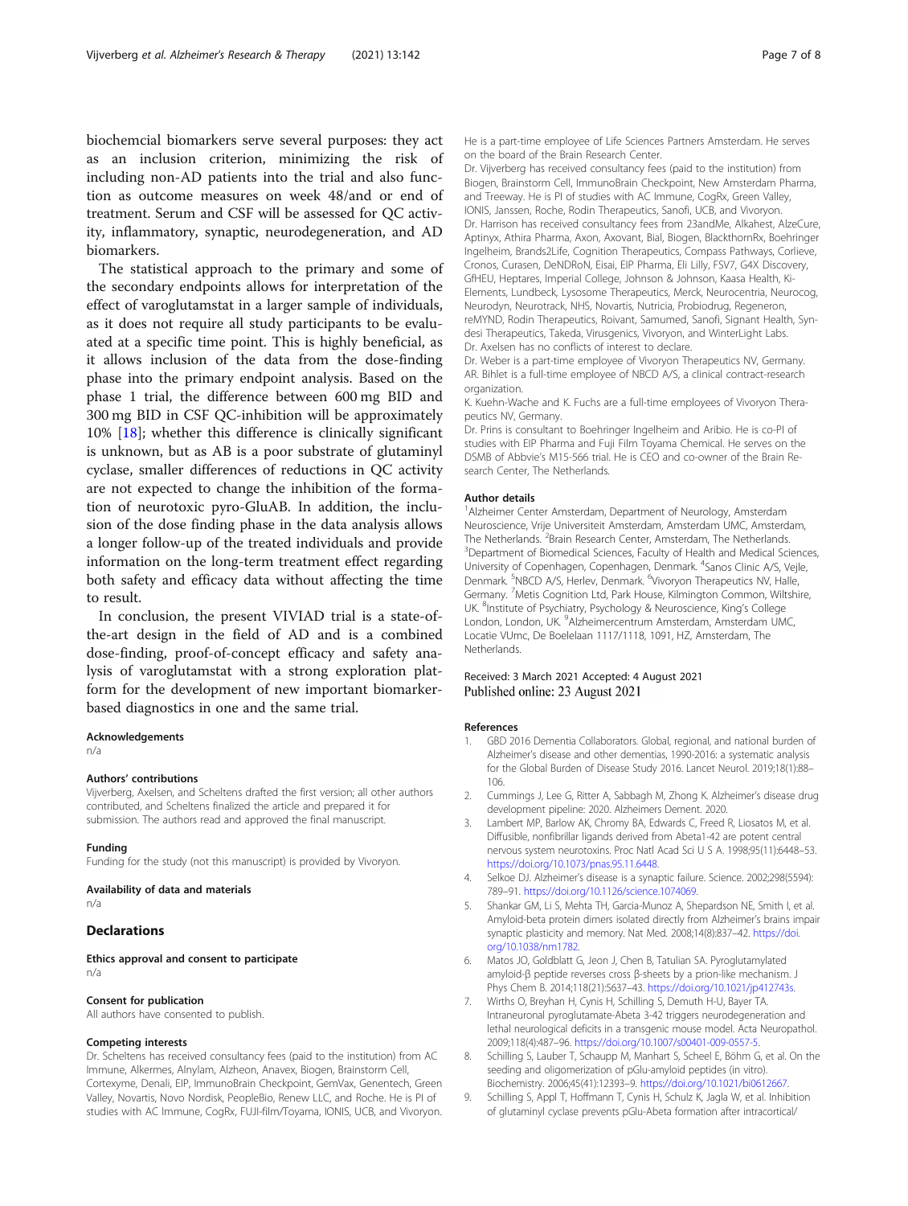biochemcial biomarkers serve several purposes: they act as an inclusion criterion, minimizing the risk of including non-AD patients into the trial and also function as outcome measures on week 48/and or end of treatment. Serum and CSF will be assessed for QC activity, inflammatory, synaptic, neurodegeneration, and AD biomarkers.

The statistical approach to the primary and some of the secondary endpoints allows for interpretation of the effect of varoglutamstat in a larger sample of individuals, as it does not require all study participants to be evaluated at a specific time point. This is highly beneficial, as it allows inclusion of the data from the dose-finding phase into the primary endpoint analysis. Based on the phase 1 trial, the difference between 600 mg BID and 300 mg BID in CSF QC-inhibition will be approximately 10% [18]; whether this difference is clinically significant is unknown, but as AB is a poor substrate of glutaminyl cyclase, smaller differences of reductions in QC activity are not expected to change the inhibition of the formation of neurotoxic pyro-GluAB. In addition, the inclusion of the dose finding phase in the data analysis allows a longer follow-up of the treated individuals and provide information on the long-term treatment effect regarding both safety and efficacy data without affecting the time to result.

In conclusion, the present VIVIAD trial is a state-of-the-art design in the field of AD and is a combined dose-finding, proof-of-concept efficacy and safety analysis of varoglutamstat with a strong exploration platform for the development of new important biomarker-based diagnostics in one and the same trial.

#### Acknowledgements
n/a

#### Authors' contributions
Vijverberg, Axelsen, and Scheltens drafted the first version; all other authors contributed, and Scheltens finalized the article and prepared it for submission. The authors read and approved the final manuscript.

#### Funding
Funding for the study (not this manuscript) is provided by Vivoryon.

#### Availability of data and materials
n/a

## Declarations

#### Ethics approval and consent to participate
n/a

#### Consent for publication
All authors have consented to publish.

#### Competing interests
Dr. Scheltens has received consultancy fees (paid to the institution) from AC Immune, Alkermes, Alnylam, Alzheon, Anavex, Biogen, Brainstorm Cell, Cortexyme, Denali, EIP, ImmunoBrain Checkpoint, GemVax, Genentech, Green Valley, Novartis, Novo Nordisk, PeopleBio, Renew LLC, and Roche. He is PI of studies with AC Immune, CogRx, FUJI-film/Toyama, IONIS, UCB, and Vivoryon. He is a part-time employee of Life Sciences Partners Amsterdam. He serves on the board of the Brain Research Center.
Dr. Vijverberg has received consultancy fees (paid to the institution) from Biogen, Brainstorm Cell, ImmunoBrain Checkpoint, New Amsterdam Pharma, and Treeway. He is PI of studies with AC Immune, CogRx, Green Valley, IONIS, Janssen, Roche, Rodin Therapeutics, Sanofi, UCB, and Vivoryon.
Dr. Harrison has received consultancy fees from 23andMe, Alkahest, AlzeCure, Aptinyx, Athira Pharma, Axon, Axovant, Bial, Biogen, BlackthornRx, Boehringer Ingelheim, Brands2Life, Cognition Therapeutics, Compass Pathways, Corlieve, Cronos, Curasen, DeNDRoN, Eisai, EIP Pharma, Eli Lilly, FSV7, G4X Discovery, GfHEU, Heptares, Imperial College, Johnson & Johnson, Kaasa Health, Ki-Elements, Lundbeck, Lysosome Therapeutics, Merck, Neurocentria, Neurocog, Neurodyn, Neurotrack, NHS, Novartis, Nutricia, Probiodrug, Regeneron, reMYND, Rodin Therapeutics, Roivant, Samumed, Sanofi, Signant Health, Syndesi Therapeutics, Takeda, Virusgenics, Vivoryon, and WinterLight Labs.
Dr. Axelsen has no conflicts of interest to declare.
Dr. Weber is a part-time employee of Vivoryon Therapeutics NV, Germany.
AR. Bihlet is a full-time employee of NBCD A/S, a clinical contract-research organization.
K. Kuehn-Wache and K. Fuchs are a full-time employees of Vivoryon Therapeutics NV, Germany.
Dr. Prins is consultant to Boehringer Ingelheim and Aribio. He is co-PI of studies with EIP Pharma and Fuji Film Toyama Chemical. He serves on the DSMB of Abbvie's M15-566 trial. He is CEO and co-owner of the Brain Research Center, The Netherlands.

#### Author details
[1]Alzheimer Center Amsterdam, Department of Neurology, Amsterdam Neuroscience, Vrije Universiteit Amsterdam, Amsterdam UMC, Amsterdam, The Netherlands. [2]Brain Research Center, Amsterdam, The Netherlands. [3]Department of Biomedical Sciences, Faculty of Health and Medical Sciences, University of Copenhagen, Copenhagen, Denmark. [4]Sanos Clinic A/S, Vejle, Denmark. [5]NBCD A/S, Herlev, Denmark. [6]Vivoryon Therapeutics NV, Halle, Germany. [7]Metis Cognition Ltd, Park House, Kilmington Common, Wiltshire, UK. [8]Institute of Psychiatry, Psychology & Neuroscience, King's College London, London, UK. [9]Alzheimercentrum Amsterdam, Amsterdam UMC, Locatie VUmc, De Boelelaan 1117/1118, 1091, HZ, Amsterdam, The Netherlands.

Received: 3 March 2021 Accepted: 4 August 2021
Published online: 23 August 2021

#### References
1. GBD 2016 Dementia Collaborators. Global, regional, and national burden of Alzheimer's disease and other dementias, 1990-2016: a systematic analysis for the Global Burden of Disease Study 2016. Lancet Neurol. 2019;18(1):88–106.
2. Cummings J, Lee G, Ritter A, Sabbagh M, Zhong K. Alzheimer's disease drug development pipeline: 2020. Alzheimers Dement. 2020.
3. Lambert MP, Barlow AK, Chromy BA, Edwards C, Freed R, Liosatos M, et al. Diffusible, nonfibrillar ligands derived from Abeta1-42 are potent central nervous system neurotoxins. Proc Natl Acad Sci U S A. 1998;95(11):6448–53. https://doi.org/10.1073/pnas.95.11.6448.
4. Selkoe DJ. Alzheimer's disease is a synaptic failure. Science. 2002;298(5594):789–91. https://doi.org/10.1126/science.1074069.
5. Shankar GM, Li S, Mehta TH, Garcia-Munoz A, Shepardson NE, Smith I, et al. Amyloid-beta protein dimers isolated directly from Alzheimer's brains impair synaptic plasticity and memory. Nat Med. 2008;14(8):837–42. https://doi.org/10.1038/nm1782.
6. Matos JO, Goldblatt G, Jeon J, Chen B, Tatulian SA. Pyroglutamylated amyloid-β peptide reverses cross β-sheets by a prion-like mechanism. J Phys Chem B. 2014;118(21):5637–43. https://doi.org/10.1021/jp412743s.
7. Wirths O, Breyhan H, Cynis H, Schilling S, Demuth H-U, Bayer TA. Intraneuronal pyroglutamate-Abeta 3-42 triggers neurodegeneration and lethal neurological deficits in a transgenic mouse model. Acta Neuropathol. 2009;118(4):487–96. https://doi.org/10.1007/s00401-009-0557-5.
8. Schilling S, Lauber T, Schaupp M, Manhart S, Scheel E, Böhm G, et al. On the seeding and oligomerization of pGlu-amyloid peptides (in vitro). Biochemistry. 2006;45(41):12393–9. https://doi.org/10.1021/bi0612667.
9. Schilling S, Appl T, Hoffmann T, Cynis H, Schulz K, Jagla W, et al. Inhibition of glutaminyl cyclase prevents pGlu-Abeta formation after intracortical/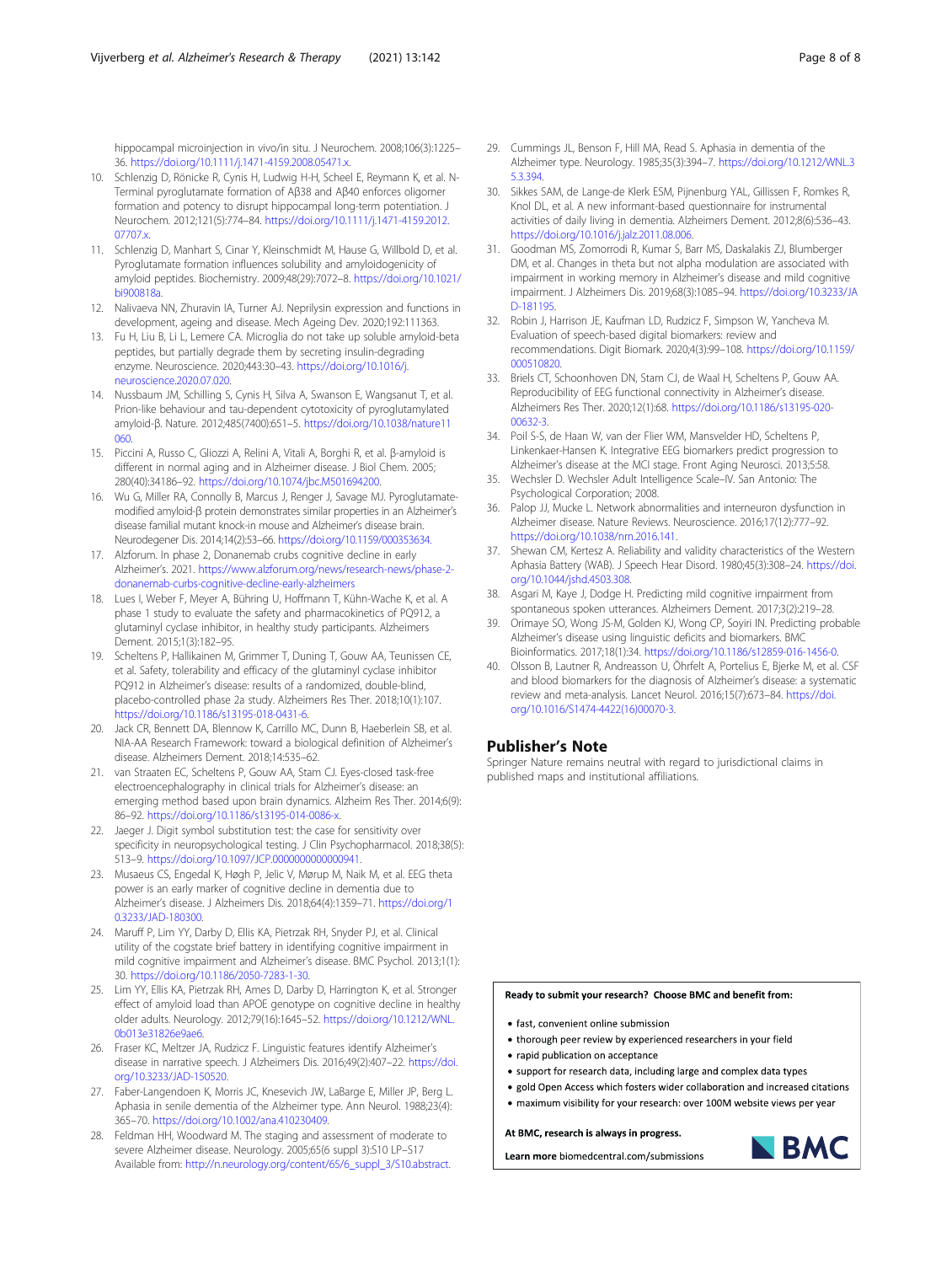hippocampal microinjection in vivo/in situ. J Neurochem. 2008;106(3):1225–36. https://doi.org/10.1111/j.1471-4159.2008.05471.x.

10. Schlenzig D, Rönicke R, Cynis H, Ludwig H-H, Scheel E, Reymann K, et al. N-Terminal pyroglutamate formation of Aβ38 and Aβ40 enforces oligomer formation and potency to disrupt hippocampal long-term potentiation. J Neurochem. 2012;121(5):774–84. https://doi.org/10.1111/j.1471-4159.2012.07707.x.
11. Schlenzig D, Manhart S, Cinar Y, Kleinschmidt M, Hause G, Willbold D, et al. Pyroglutamate formation influences solubility and amyloidogenicity of amyloid peptides. Biochemistry. 2009;48(29):7072–8. https://doi.org/10.1021/bi900818a.
12. Nalivaeva NN, Zhuravin IA, Turner AJ. Neprilysin expression and functions in development, ageing and disease. Mech Ageing Dev. 2020;192:111363.
13. Fu H, Liu B, Li L, Lemere CA. Microglia do not take up soluble amyloid-beta peptides, but partially degrade them by secreting insulin-degrading enzyme. Neuroscience. 2020;443:30–43. https://doi.org/10.1016/j.neuroscience.2020.07.020.
14. Nussbaum JM, Schilling S, Cynis H, Silva A, Swanson E, Wangsanut T, et al. Prion-like behaviour and tau-dependent cytotoxicity of pyroglutamylated amyloid-β. Nature. 2012;485(7400):651–5. https://doi.org/10.1038/nature11060.
15. Piccini A, Russo C, Gliozzi A, Relini A, Vitali A, Borghi R, et al. β-amyloid is different in normal aging and in Alzheimer disease. J Biol Chem. 2005;280(40):34186–92. https://doi.org/10.1074/jbc.M501694200.
16. Wu G, Miller RA, Connolly B, Marcus J, Renger J, Savage MJ. Pyroglutamate-modified amyloid-β protein demonstrates similar properties in an Alzheimer's disease familial mutant knock-in mouse and Alzheimer's disease brain. Neurodegener Dis. 2014;14(2):53–66. https://doi.org/10.1159/000353634.
17. Alzforum. In phase 2, Donanemab crubs cognitive decline in early Alzheimer's. 2021. https://www.alzforum.org/news/research-news/phase-2-donanemab-curbs-cognitive-decline-early-alzheimers
18. Lues I, Weber F, Meyer A, Bühring U, Hoffmann T, Kühn-Wache K, et al. A phase 1 study to evaluate the safety and pharmacokinetics of PQ912, a glutaminyl cyclase inhibitor, in healthy study participants. Alzheimers Dement. 2015;1(3):182–95.
19. Scheltens P, Hallikainen M, Grimmer T, Duning T, Gouw AA, Teunissen CE, et al. Safety, tolerability and efficacy of the glutaminyl cyclase inhibitor PQ912 in Alzheimer's disease: results of a randomized, double-blind, placebo-controlled phase 2a study. Alzheimers Res Ther. 2018;10(1):107. https://doi.org/10.1186/s13195-018-0431-6.
20. Jack CR, Bennett DA, Blennow K, Carrillo MC, Dunn B, Haeberlein SB, et al. NIA-AA Research Framework: toward a biological definition of Alzheimer's disease. Alzheimers Dement. 2018;14:535–62.
21. van Straaten EC, Scheltens P, Gouw AA, Stam CJ. Eyes-closed task-free electroencephalography in clinical trials for Alzheimer's disease: an emerging method based upon brain dynamics. Alzheim Res Ther. 2014;6(9):86–92. https://doi.org/10.1186/s13195-014-0086-x.
22. Jaeger J. Digit symbol substitution test: the case for sensitivity over specificity in neuropsychological testing. J Clin Psychopharmacol. 2018;38(5):513–9. https://doi.org/10.1097/JCP.0000000000000941.
23. Musaeus CS, Engedal K, Høgh P, Jelic V, Mørup M, Naik M, et al. EEG theta power is an early marker of cognitive decline in dementia due to Alzheimer's disease. J Alzheimers Dis. 2018;64(4):1359–71. https://doi.org/10.3233/JAD-180300.
24. Maruff P, Lim YY, Darby D, Ellis KA, Pietrzak RH, Snyder PJ, et al. Clinical utility of the cogstate brief battery in identifying cognitive impairment in mild cognitive impairment and Alzheimer's disease. BMC Psychol. 2013;1(1):30. https://doi.org/10.1186/2050-7283-1-30.
25. Lim YY, Ellis KA, Pietrzak RH, Ames D, Darby D, Harrington K, et al. Stronger effect of amyloid load than APOE genotype on cognitive decline in healthy older adults. Neurology. 2012;79(16):1645–52. https://doi.org/10.1212/WNL.0b013e31826e9ae6.
26. Fraser KC, Meltzer JA, Rudzicz F. Linguistic features identify Alzheimer's disease in narrative speech. J Alzheimers Dis. 2016;49(2):407–22. https://doi.org/10.3233/JAD-150520.
27. Faber-Langendoen K, Morris JC, Knesevich JW, LaBarge E, Miller JP, Berg L. Aphasia in senile dementia of the Alzheimer type. Ann Neurol. 1988;23(4):365–70. https://doi.org/10.1002/ana.410230409.
28. Feldman HH, Woodward M. The staging and assessment of moderate to severe Alzheimer disease. Neurology. 2005;65(6 suppl 3):S10 LP–S17 Available from: http://n.neurology.org/content/65/6_suppl_3/S10.abstract.
29. Cummings JL, Benson F, Hill MA, Read S. Aphasia in dementia of the Alzheimer type. Neurology. 1985;35(3):394–7. https://doi.org/10.1212/WNL.35.3.394.
30. Sikkes SAM, de Lange-de Klerk ESM, Pijnenburg YAL, Gillissen F, Romkes R, Knol DL, et al. A new informant-based questionnaire for instrumental activities of daily living in dementia. Alzheimers Dement. 2012;8(6):536–43. https://doi.org/10.1016/j.jalz.2011.08.006.
31. Goodman MS, Zomorrodi R, Kumar S, Barr MS, Daskalakis ZJ, Blumberger DM, et al. Changes in theta but not alpha modulation are associated with impairment in working memory in Alzheimer's disease and mild cognitive impairment. J Alzheimers Dis. 2019;68(3):1085–94. https://doi.org/10.3233/JAD-181195.
32. Robin J, Harrison JE, Kaufman LD, Rudzicz F, Simpson W, Yancheva M. Evaluation of speech-based digital biomarkers: review and recommendations. Digit Biomark. 2020;4(3):99–108. https://doi.org/10.1159/000510820.
33. Briels CT, Schoonhoven DN, Stam CJ, de Waal H, Scheltens P, Gouw AA. Reproducibility of EEG functional connectivity in Alzheimer's disease. Alzheimers Res Ther. 2020;12(1):68. https://doi.org/10.1186/s13195-020-00632-3.
34. Poil S-S, de Haan W, van der Flier WM, Mansvelder HD, Scheltens P, Linkenkaer-Hansen K. Integrative EEG biomarkers predict progression to Alzheimer's disease at the MCI stage. Front Aging Neurosci. 2013;5:58.
35. Wechsler D. Wechsler Adult Intelligence Scale–IV. San Antonio: The Psychological Corporation; 2008.
36. Palop JJ, Mucke L. Network abnormalities and interneuron dysfunction in Alzheimer disease. Nature Reviews. Neuroscience. 2016;17(12):777–92. https://doi.org/10.1038/nrn.2016.141.
37. Shewan CM, Kertesz A. Reliability and validity characteristics of the Western Aphasia Battery (WAB). J Speech Hear Disord. 1980;45(3):308–24. https://doi.org/10.1044/jshd.4503.308.
38. Asgari M, Kaye J, Dodge H. Predicting mild cognitive impairment from spontaneous spoken utterances. Alzheimers Dement. 2017;3(2):219–28.
39. Orimaye SO, Wong JS-M, Golden KJ, Wong CP, Soyiri IN. Predicting probable Alzheimer's disease using linguistic deficits and biomarkers. BMC Bioinformatics. 2017;18(1):34. https://doi.org/10.1186/s12859-016-1456-0.
40. Olsson B, Lautner R, Andreasson U, Öhrfelt A, Portelius E, Bjerke M, et al. CSF and blood biomarkers for the diagnosis of Alzheimer's disease: a systematic review and meta-analysis. Lancet Neurol. 2016;15(7):673–84. https://doi.org/10.1016/S1474-4422(16)00070-3.

## Publisher's Note

Springer Nature remains neutral with regard to jurisdictional claims in published maps and institutional affiliations.

**Ready to submit your research? Choose BMC and benefit from:**

- fast, convenient online submission
- thorough peer review by experienced researchers in your field
- rapid publication on acceptance
- support for research data, including large and complex data types
- gold Open Access which fosters wider collaboration and increased citations
- maximum visibility for your research: over 100M website views per year

**At BMC, research is always in progress.**

**Learn more** biomedcentral.com/submissions

BMC